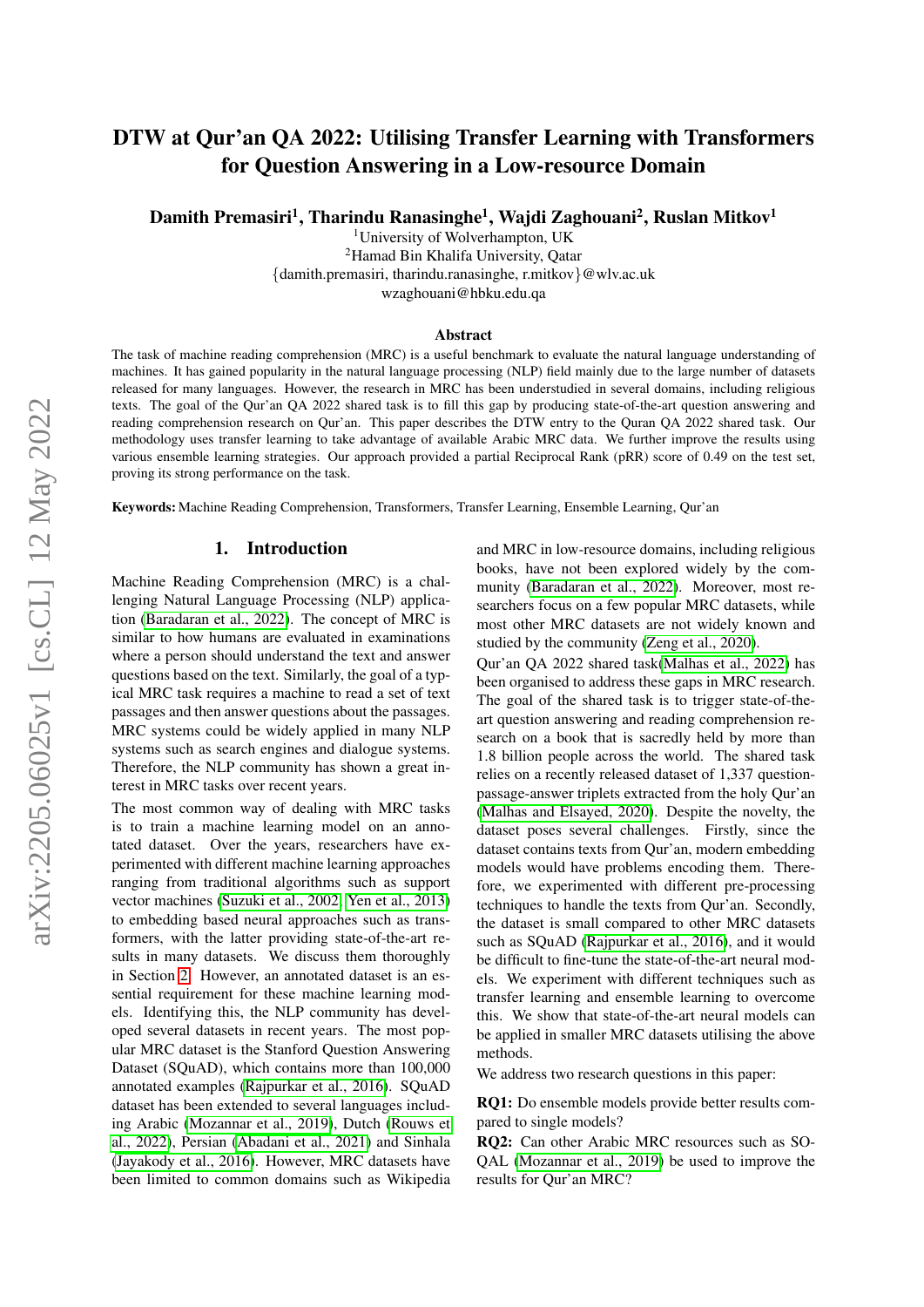# DTW at Qur'an QA 2022: Utilising Transfer Learning with Transformers for Question Answering in a Low-resource Domain

**Damith Premasiri[1], Tharindu Ranasinghe[1], Wajdi Zaghouani[2], Ruslan Mitkov[1]**

[1]University of Wolverhampton, UK

[2]Hamad Bin Khalifa University, Qatar

{damith.premasiri, tharindu.ranasinghe, r.mitkov}@wlv.ac.uk

wzaghouani@hbku.edu.qa

## Abstract

The task of machine reading comprehension (MRC) is a useful benchmark to evaluate the natural language understanding of machines. It has gained popularity in the natural language processing (NLP) field mainly due to the large number of datasets released for many languages. However, the research in MRC has been understudied in several domains, including religious texts. The goal of the Qur'an QA 2022 shared task is to fill this gap by producing state-of-the-art question answering and reading comprehension research on Qur'an. This paper describes the DTW entry to the Quran QA 2022 shared task. Our methodology uses transfer learning to take advantage of available Arabic MRC data. We further improve the results using various ensemble learning strategies. Our approach provided a partial Reciprocal Rank (pRR) score of 0.49 on the test set, proving its strong performance on the task.

**Keywords:** Machine Reading Comprehension, Transformers, Transfer Learning, Ensemble Learning, Qur'an

## 1. Introduction

Machine Reading Comprehension (MRC) is a challenging Natural Language Processing (NLP) application (Baradaran et al., 2022). The concept of MRC is similar to how humans are evaluated in examinations where a person should understand the text and answer questions based on the text. Similarly, the goal of a typical MRC task requires a machine to read a set of text passages and then answer questions about the passages. MRC systems could be widely applied in many NLP systems such as search engines and dialogue systems. Therefore, the NLP community has shown a great interest in MRC tasks over recent years.

The most common way of dealing with MRC tasks is to train a machine learning model on an annotated dataset. Over the years, researchers have experimented with different machine learning approaches ranging from traditional algorithms such as support vector machines (Suzuki et al., 2002; Yen et al., 2013) to embedding based neural approaches such as transformers, with the latter providing state-of-the-art results in many datasets. We discuss them thoroughly in Section 2. However, an annotated dataset is an essential requirement for these machine learning models. Identifying this, the NLP community has developed several datasets in recent years. The most popular MRC dataset is the Stanford Question Answering Dataset (SQuAD), which contains more than 100,000 annotated examples (Rajpurkar et al., 2016). SQuAD dataset has been extended to several languages including Arabic (Mozannar et al., 2019), Dutch (Rouws et al., 2022), Persian (Abadani et al., 2021) and Sinhala (Jayakody et al., 2016). However, MRC datasets have been limited to common domains such as Wikipedia and MRC in low-resource domains, including religious books, have not been explored widely by the community (Baradaran et al., 2022). Moreover, most researchers focus on a few popular MRC datasets, while most other MRC datasets are not widely known and studied by the community (Zeng et al., 2020).

Qur'an QA 2022 shared task(Malhas et al., 2022) has been organised to address these gaps in MRC research. The goal of the shared task is to trigger state-of-the-art question answering and reading comprehension research on a book that is sacredly held by more than 1.8 billion people across the world. The shared task relies on a recently released dataset of 1,337 question-passage-answer triplets extracted from the holy Qur'an (Malhas and Elsayed, 2020). Despite the novelty, the dataset poses several challenges. Firstly, since the dataset contains texts from Qur'an, modern embedding models would have problems encoding them. Therefore, we experimented with different pre-processing techniques to handle the texts from Qur'an. Secondly, the dataset is small compared to other MRC datasets such as SQuAD (Rajpurkar et al., 2016), and it would be difficult to fine-tune the state-of-the-art neural models. We experiment with different techniques such as transfer learning and ensemble learning to overcome this. We show that state-of-the-art neural models can be applied in smaller MRC datasets utilising the above methods.

We address two research questions in this paper:

**RQ1:** Do ensemble models provide better results compared to single models?

**RQ2:** Can other Arabic MRC resources such as SOQAL (Mozannar et al., 2019) be used to improve the results for Qur'an MRC?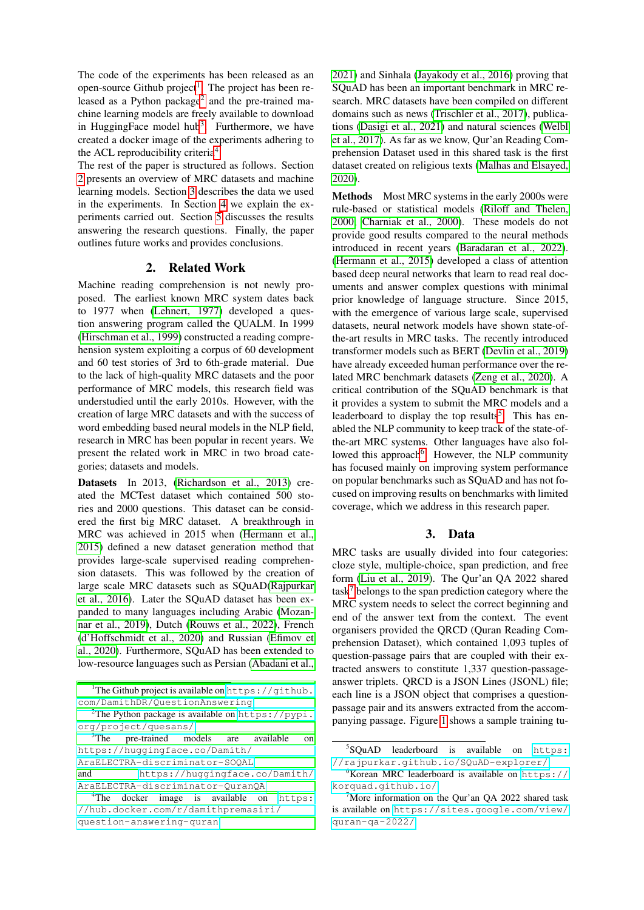The code of the experiments has been released as an open-source Github project[1]. The project has been released as a Python package[2] and the pre-trained machine learning models are freely available to download in HuggingFace model hub[3]. Furthermore, we have created a docker image of the experiments adhering to the ACL reproducibility criteria[4].

The rest of the paper is structured as follows. Section 2 presents an overview of MRC datasets and machine learning models. Section 3 describes the data we used in the experiments. In Section 4 we explain the experiments carried out. Section 5 discusses the results answering the research questions. Finally, the paper outlines future works and provides conclusions.

## 2. Related Work

Machine reading comprehension is not newly proposed. The earliest known MRC system dates back to 1977 when (Lehnert, 1977) developed a question answering program called the QUALM. In 1999 (Hirschman et al., 1999) constructed a reading comprehension system exploiting a corpus of 60 development and 60 test stories of 3rd to 6th-grade material. Due to the lack of high-quality MRC datasets and the poor performance of MRC models, this research field was understudied until the early 2010s. However, with the creation of large MRC datasets and with the success of word embedding based neural models in the NLP field, research in MRC has been popular in recent years. We present the related work in MRC in two broad categories; datasets and models.

**Datasets** In 2013, (Richardson et al., 2013) created the MCTest dataset which contained 500 stories and 2000 questions. This dataset can be considered the first big MRC dataset. A breakthrough in MRC was achieved in 2015 when (Hermann et al., 2015) defined a new dataset generation method that provides large-scale supervised reading comprehension datasets. This was followed by the creation of large scale MRC datasets such as SQuAD(Rajpurkar et al., 2016). Later the SQuAD dataset has been expanded to many languages including Arabic (Mozannar et al., 2019), Dutch (Rouws et al., 2022), French (d'Hoffschmidt et al., 2020) and Russian (Efimov et al., 2020). Furthermore, SQuAD has been extended to low-resource languages such as Persian (Abadani et al., 2021) and Sinhala (Jayakody et al., 2016) proving that SQuAD has been an important benchmark in MRC research. MRC datasets have been compiled on different domains such as news (Trischler et al., 2017), publications (Dasigi et al., 2021) and natural sciences (Welbl et al., 2017). As far as we know, Qur'an Reading Comprehension Dataset used in this shared task is the first dataset created on religious texts (Malhas and Elsayed, 2020).

**Methods** Most MRC systems in the early 2000s were rule-based or statistical models (Riloff and Thelen, 2000; Charniak et al., 2000). These models do not provide good results compared to the neural methods introduced in recent years (Baradaran et al., 2022). (Hermann et al., 2015) developed a class of attention based deep neural networks that learn to read real documents and answer complex questions with minimal prior knowledge of language structure. Since 2015, with the emergence of various large scale, supervised datasets, neural models have shown state-of-the-art results in MRC tasks. The recently introduced transformer models such as BERT (Devlin et al., 2019) have already exceeded human performance over the related MRC benchmark datasets (Zeng et al., 2020). A critical contribution of the SQuAD benchmark is that it provides a system to submit the MRC models and a leaderboard to display the top results[5]. This has enabled the NLP community to keep track of the state-of-the-art MRC systems. Other languages have also followed this approach[6]. However, the NLP community has focused mainly on improving system performance on popular benchmarks such as SQuAD and has not focused on improving results on benchmarks with limited coverage, which we address in this research paper.

## 3. Data

MRC tasks are usually divided into four categories: cloze style, multiple-choice, span prediction, and free form (Liu et al., 2019). The Qur'an QA 2022 shared task[7] belongs to the span prediction category where the MRC system needs to select the correct beginning and end of the answer text from the context. The event organisers provided the QRCD (Quran Reading Comprehension Dataset), which contained 1,093 tuples of question-passage pairs that are coupled with their extracted answers to constitute 1,337 question-passage-answer triplets. QRCD is a JSON Lines (JSONL) file; each line is a JSON object that comprises a question-passage pair and its answers extracted from the accompanying passage. Figure 1 shows a sample training tu-

---

[1] The Github project is available on https://github.com/DamithDR/QuestionAnswering

[2] The Python package is available on https://pypi.org/project/quesans/

[3] The pre-trained models are available on https://huggingface.co/Damith/AraELECTRA-discriminator-SOQAL and https://huggingface.co/Damith/AraELECTRA-discriminator-QuranQA

[4] The docker image is available on https://hub.docker.com/r/damithpremasiri/question-answering-quran

[5] SQuAD leaderboard is available on https://rajpurkar.github.io/SQuAD-explorer/

[6] Korean MRC leaderboard is available on https://korquad.github.io/

[7] More information on the Qur'an QA 2022 shared task is available on https://sites.google.com/view/quran-qa-2022/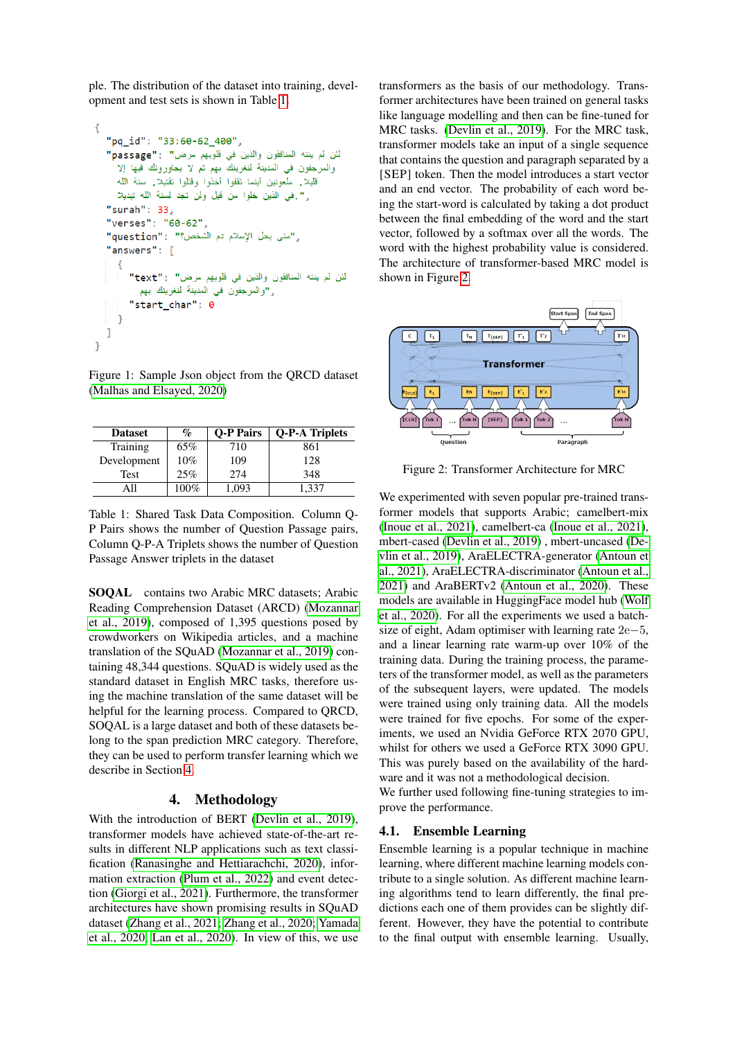ple. The distribution of the dataset into training, development and test sets is shown in Table 1.

```
{
  "pq_id": "33:60-62_400",
  "passage": "لئن لم ينته المنافقون والذين في قلوبهم مرض والمرجفون في المدينة لنغرينك بهم ثم لا يجاورونك فيها إلا قليلا. ملعونين أينما ثقفوا أخذوا وقتلوا تقتيلا. سنة الله في الذين خلوا من قبل ولن تجد لسنة الله تبديلا.",
  "surah": 33,
  "verses": "60-62",
  "question": "متى يحل الإسلام دم الشخص؟",
  "answers": [
    {
      "text": "لئن لم ينته المنافقون والذين في قلوبهم مرض والمرجفون في المدينة لنغرينك بهم",
      "start_char": 0
    }
  ]
}
```

Figure 1: Sample Json object from the QRCD dataset (Malhas and Elsayed, 2020)

| Dataset | % | Q-P Pairs | Q-P-A Triplets |
|---|---|---|---|
| Training | 65% | 710 | 861 |
| Development | 10% | 109 | 128 |
| Test | 25% | 274 | 348 |
| All | 100% | 1,093 | 1,337 |

Table 1: Shared Task Data Composition. Column Q-P Pairs shows the number of Question Passage pairs, Column Q-P-A Triplets shows the number of Question Passage Answer triplets in the dataset

**SOQAL** contains two Arabic MRC datasets; Arabic Reading Comprehension Dataset (ARCD) (Mozannar et al., 2019), composed of 1,395 questions posed by crowdworkers on Wikipedia articles, and a machine translation of the SQuAD (Mozannar et al., 2019) containing 48,344 questions. SQuAD is widely used as the standard dataset in English MRC tasks, therefore using the machine translation of the same dataset will be helpful for the learning process. Compared to QRCD, SOQAL is a large dataset and both of these datasets belong to the span prediction MRC category. Therefore, they can be used to perform transfer learning which we describe in Section 4.

## 4. Methodology

With the introduction of BERT (Devlin et al., 2019), transformer models have achieved state-of-the-art results in different NLP applications such as text classification (Ranasinghe and Hettiarachchi, 2020), information extraction (Plum et al., 2022) and event detection (Giorgi et al., 2021). Furthermore, the transformer architectures have shown promising results in SQuAD dataset (Zhang et al., 2021; Zhang et al., 2020; Yamada et al., 2020; Lan et al., 2020). In view of this, we use transformers as the basis of our methodology. Transformer architectures have been trained on general tasks like language modelling and then can be fine-tuned for MRC tasks. (Devlin et al., 2019). For the MRC task, transformer models take an input of a single sequence that contains the question and paragraph separated by a [SEP] token. Then the model introduces a start vector and an end vector. The probability of each word being the start-word is calculated by taking a dot product between the final embedding of the word and the start vector, followed by a softmax over all the words. The word with the highest probability value is considered. The architecture of transformer-based MRC model is shown in Figure 2.

Figure 2: Transformer Architecture for MRC

We experimented with seven popular pre-trained transformer models that supports Arabic; camelbert-mix (Inoue et al., 2021), camelbert-ca (Inoue et al., 2021), mbert-cased (Devlin et al., 2019) , mbert-uncased (Devlin et al., 2019), AraELECTRA-generator (Antoun et al., 2021), AraELECTRA-discriminator (Antoun et al., 2021) and AraBERTv2 (Antoun et al., 2020). These models are available in HuggingFace model hub (Wolf et al., 2020). For all the experiments we used a batch-size of eight, Adam optimiser with learning rate $2\mathrm{e}{-5}$, and a linear learning rate warm-up over 10% of the training data. During the training process, the parameters of the transformer model, as well as the parameters of the subsequent layers, were updated. The models were trained using only training data. All the models were trained for five epochs. For some of the experiments, we used an Nvidia GeForce RTX 2070 GPU, whilst for others we used a GeForce RTX 3090 GPU. This was purely based on the availability of the hardware and it was not a methodological decision.
We further used following fine-tuning strategies to improve the performance.

### 4.1. Ensemble Learning

Ensemble learning is a popular technique in machine learning, where different machine learning models contribute to a single solution. As different machine learning algorithms tend to learn differently, the final predictions each one of them provides can be slightly different. However, they have the potential to contribute to the final output with ensemble learning. Usually,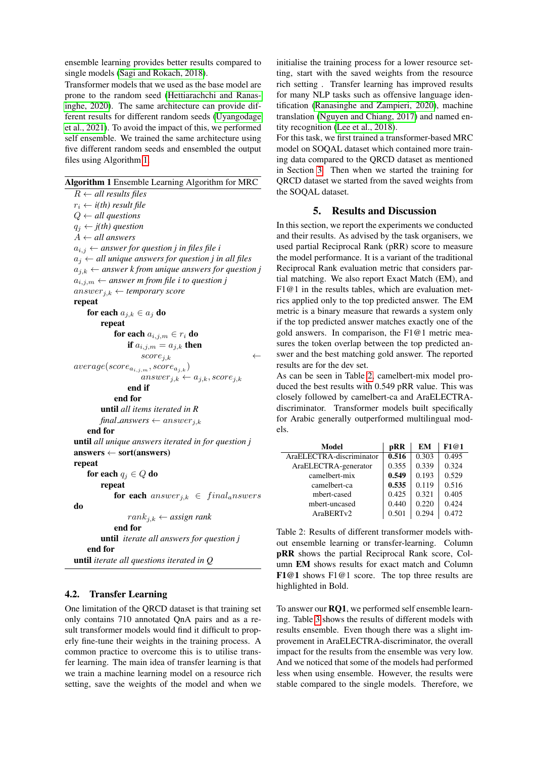ensemble learning provides better results compared to single models (Sagi and Rokach, 2018).

Transformer models that we used as the base model are prone to the random seed (Hettiarachchi and Ranasinghe, 2020). The same architecture can provide different results for different random seeds (Uyangodage et al., 2021). To avoid the impact of this, we performed self ensemble. We trained the same architecture using five different random seeds and ensembled the output files using Algorithm 1.

**Algorithm 1** Ensemble Learning Algorithm for MRC

```
R ← all results files
r_i ← i(th) result file
Q ← all questions
q_j ← j(th) question
A ← all answers
a_{i,j} ← answer for question j in files file i
a_j ← all unique answers for question j in all files
a_{j,k} ← answer k from unique answers for question j
a_{i,j,m} ← answer m from file i to question j
answer_{j,k} ← temporary score
repeat
    for each a_{j,k} ∈ a_j do
        repeat
            for each a_{i,j,m} ∈ r_i do
                if a_{i,j,m} = a_{j,k} then
                    score_{j,k} ← average(score_{a_{i,j,m}}, score_{a_{j,k}})
                    answer_{j,k} ← a_{j,k}, score_{j,k}
                end if
            end for
        until all items iterated in R
        final_answers ← answer_{j,k}
    end for
until all unique answers iterated in for question j
answers ← sort(answers)
repeat
    for each q_j ∈ Q do
        repeat
            for each answer_{j,k} ∈ final_answers do
                rank_{j,k} ← assign rank
            end for
        until iterate all answers for question j
    end for
until iterate all questions iterated in Q
```

### 4.2. Transfer Learning

One limitation of the QRCD dataset is that training set only contains 710 annotated QnA pairs and as a result transformer models would find it difficult to properly fine-tune their weights in the training process. A common practice to overcome this is to utilise transfer learning. The main idea of transfer learning is that we train a machine learning model on a resource rich setting, save the weights of the model and when we initialise the training process for a lower resource setting, start with the saved weights from the resource rich setting . Transfer learning has improved results for many NLP tasks such as offensive language identification (Ranasinghe and Zampieri, 2020), machine translation (Nguyen and Chiang, 2017) and named entity recognition (Lee et al., 2018).

For this task, we first trained a transformer-based MRC model on SOQAL dataset which contained more training data compared to the QRCD dataset as mentioned in Section 3. Then when we started the training for QRCD dataset we started from the saved weights from the SOQAL dataset.

## 5. Results and Discussion

In this section, we report the experiments we conducted and their results. As advised by the task organisers, we used partial Reciprocal Rank (pRR) score to measure the model performance. It is a variant of the traditional Reciprocal Rank evaluation metric that considers partial matching. We also report Exact Match (EM), and F1@1 in the results tables, which are evaluation metrics applied only to the top predicted answer. The EM metric is a binary measure that rewards a system only if the top predicted answer matches exactly one of the gold answers. In comparison, the F1@1 metric measures the token overlap between the top predicted answer and the best matching gold answer. The reported results are for the dev set.

As can be seen in Table 2, camelbert-mix model produced the best results with 0.549 pRR value. This was closely followed by camelbert-ca and AraELECTRA-discriminator. Transformer models built specifically for Arabic generally outperformed multilingual models.

| Model | pRR | EM | F1@1 |
|---|---|---|---|
| AraELECTRA-discriminator | **0.516** | 0.303 | 0.495 |
| AraELECTRA-generator | 0.355 | 0.339 | 0.324 |
| camelbert-mix | **0.549** | 0.193 | 0.529 |
| camelbert-ca | **0.535** | 0.119 | 0.516 |
| mbert-cased | 0.425 | 0.321 | 0.405 |
| mbert-uncased | 0.440 | 0.220 | 0.424 |
| AraBERTv2 | 0.501 | 0.294 | 0.472 |

Table 2: Results of different transformer models without ensemble learning or transfer-learning. Column **pRR** shows the partial Reciprocal Rank score, Column **EM** shows results for exact match and Column **F1@1** shows F1@1 score. The top three results are highlighted in Bold.

To answer our **RQ1**, we performed self ensemble learning. Table 3 shows the results of different models with results ensemble. Even though there was a slight improvement in AraELECTRA-discriminator, the overall impact for the results from the ensemble was very low. And we noticed that some of the models had performed less when using ensemble. However, the results were stable compared to the single models. Therefore, we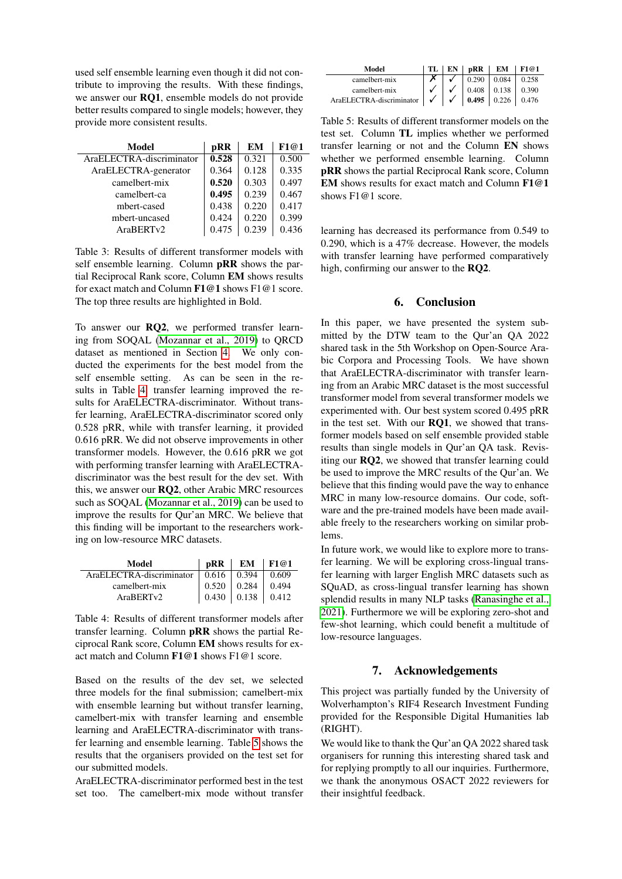used self ensemble learning even though it did not contribute to improving the results. With these findings, we answer our **RQ1**, ensemble models do not provide better results compared to single models; however, they provide more consistent results.

| Model | pRR | EM | F1@1 |
|---|---|---|---|
| AraELECTRA-discriminator | **0.528** | 0.321 | 0.500 |
| AraELECTRA-generator | 0.364 | 0.128 | 0.335 |
| camelbert-mix | **0.520** | 0.303 | 0.497 |
| camelbert-ca | **0.495** | 0.239 | 0.467 |
| mbert-cased | 0.438 | 0.220 | 0.417 |
| mbert-uncased | 0.424 | 0.220 | 0.399 |
| AraBERTv2 | 0.475 | 0.239 | 0.436 |

Table 3: Results of different transformer models with self ensemble learning. Column **pRR** shows the partial Reciprocal Rank score, Column **EM** shows results for exact match and Column **F1@1** shows F1@1 score. The top three results are highlighted in Bold.

To answer our **RQ2**, we performed transfer learning from SOQAL (Mozannar et al., 2019) to QRCD dataset as mentioned in Section 4. We only conducted the experiments for the best model from the self ensemble setting. As can be seen in the results in Table 4, transfer learning improved the results for AraELECTRA-discriminator. Without transfer learning, AraELECTRA-discriminator scored only 0.528 pRR, while with transfer learning, it provided 0.616 pRR. We did not observe improvements in other transformer models. However, the 0.616 pRR we got with performing transfer learning with AraELECTRA-discriminator was the best result for the dev set. With this, we answer our **RQ2**, other Arabic MRC resources such as SOQAL (Mozannar et al., 2019) can be used to improve the results for Qur'an MRC. We believe that this finding will be important to the researchers working on low-resource MRC datasets.

| Model | pRR | EM | F1@1 |
|---|---|---|---|
| AraELECTRA-discriminator | 0.616 | 0.394 | 0.609 |
| camelbert-mix | 0.520 | 0.284 | 0.494 |
| AraBERTv2 | 0.430 | 0.138 | 0.412 |

Table 4: Results of different transformer models after transfer learning. Column **pRR** shows the partial Reciprocal Rank score, Column **EM** shows results for exact match and Column **F1@1** shows F1@1 score.

Based on the results of the dev set, we selected three models for the final submission; camelbert-mix with ensemble learning but without transfer learning, camelbert-mix with transfer learning and ensemble learning and AraELECTRA-discriminator with transfer learning and ensemble learning. Table 5 shows the results that the organisers provided on the test set for our submitted models.

AraELECTRA-discriminator performed best in the test set too. The camelbert-mix mode without transfer learning has decreased its performance from 0.549 to 0.290, which is a 47% decrease. However, the models with transfer learning have performed comparatively high, confirming our answer to the **RQ2**.

| Model | TL | EN | pRR | EM | F1@1 |
|---|---|---|---|---|---|
| camelbert-mix | ✗ | ✓ | 0.290 | 0.084 | 0.258 |
| camelbert-mix | ✓ | ✓ | 0.408 | 0.138 | 0.390 |
| AraELECTRA-discriminator | ✓ | ✓ | **0.495** | 0.226 | 0.476 |

Table 5: Results of different transformer models on the test set. Column **TL** implies whether we performed transfer learning or not and the Column **EN** shows whether we performed ensemble learning. Column **pRR** shows the partial Reciprocal Rank score, Column **EM** shows results for exact match and Column **F1@1** shows F1@1 score.

## 6. Conclusion

In this paper, we have presented the system submitted by the DTW team to the Qur'an QA 2022 shared task in the 5th Workshop on Open-Source Arabic Corpora and Processing Tools. We have shown that AraELECTRA-discriminator with transfer learning from an Arabic MRC dataset is the most successful transformer model from several transformer models we experimented with. Our best system scored 0.495 pRR in the test set. With our **RQ1**, we showed that transformer models based on self ensemble provided stable results than single models in Qur'an QA task. Revisiting our **RQ2**, we showed that transfer learning could be used to improve the MRC results of the Qur'an. We believe that this finding would pave the way to enhance MRC in many low-resource domains. Our code, software and the pre-trained models have been made available freely to the researchers working on similar problems.

In future work, we would like to explore more to transfer learning. We will be exploring cross-lingual transfer learning with larger English MRC datasets such as SQuAD, as cross-lingual transfer learning has shown splendid results in many NLP tasks (Ranasinghe et al., 2021). Furthermore we will be exploring zero-shot and few-shot learning, which could benefit a multitude of low-resource languages.

## 7. Acknowledgements

This project was partially funded by the University of Wolverhampton's RIF4 Research Investment Funding provided for the Responsible Digital Humanities lab (RIGHT).

We would like to thank the Qur'an QA 2022 shared task organisers for running this interesting shared task and for replying promptly to all our inquiries. Furthermore, we thank the anonymous OSACT 2022 reviewers for their insightful feedback.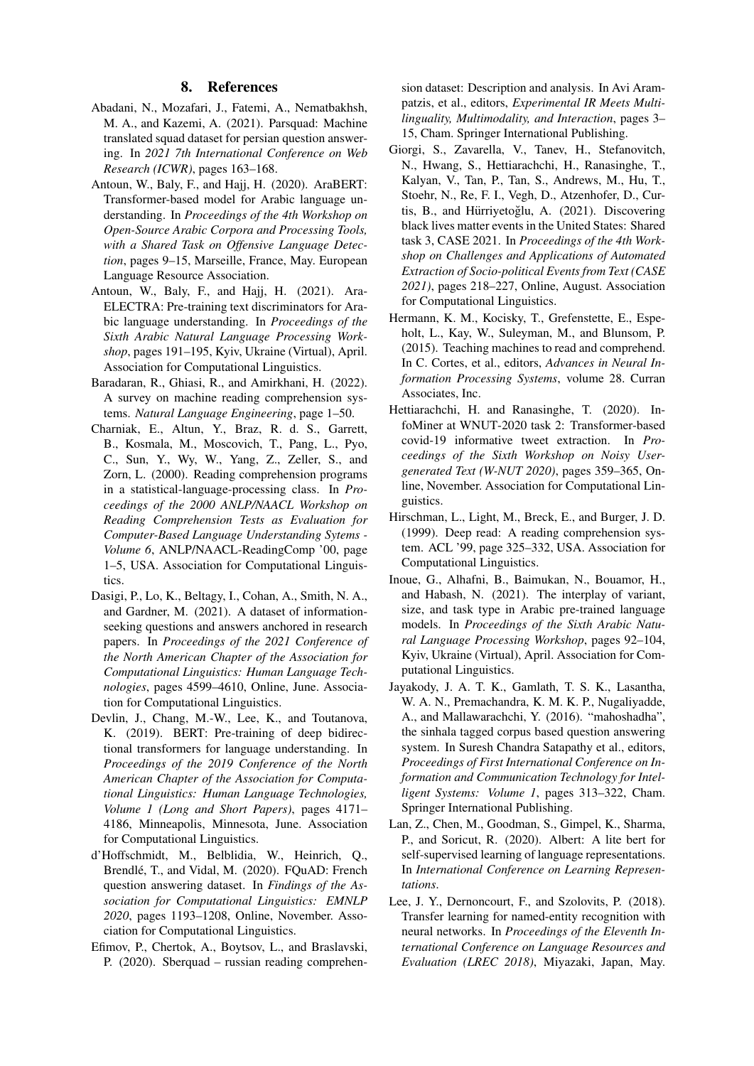## 8. References

Abadani, N., Mozafari, J., Fatemi, A., Nematbakhsh, M. A., and Kazemi, A. (2021). Parsquad: Machine translated squad dataset for persian question answering. In *2021 7th International Conference on Web Research (ICWR)*, pages 163–168.

Antoun, W., Baly, F., and Hajj, H. (2020). AraBERT: Transformer-based model for Arabic language understanding. In *Proceedings of the 4th Workshop on Open-Source Arabic Corpora and Processing Tools, with a Shared Task on Offensive Language Detection*, pages 9–15, Marseille, France, May. European Language Resource Association.

Antoun, W., Baly, F., and Hajj, H. (2021). AraELECTRA: Pre-training text discriminators for Arabic language understanding. In *Proceedings of the Sixth Arabic Natural Language Processing Workshop*, pages 191–195, Kyiv, Ukraine (Virtual), April. Association for Computational Linguistics.

Baradaran, R., Ghiasi, R., and Amirkhani, H. (2022). A survey on machine reading comprehension systems. *Natural Language Engineering*, page 1–50.

Charniak, E., Altun, Y., Braz, R. d. S., Garrett, B., Kosmala, M., Moscovich, T., Pang, L., Pyo, C., Sun, Y., Wy, W., Yang, Z., Zeller, S., and Zorn, L. (2000). Reading comprehension programs in a statistical-language-processing class. In *Proceedings of the 2000 ANLP/NAACL Workshop on Reading Comprehension Tests as Evaluation for Computer-Based Language Understanding Sytems - Volume 6*, ANLP/NAACL-ReadingComp '00, page 1–5, USA. Association for Computational Linguistics.

Dasigi, P., Lo, K., Beltagy, I., Cohan, A., Smith, N. A., and Gardner, M. (2021). A dataset of information-seeking questions and answers anchored in research papers. In *Proceedings of the 2021 Conference of the North American Chapter of the Association for Computational Linguistics: Human Language Technologies*, pages 4599–4610, Online, June. Association for Computational Linguistics.

Devlin, J., Chang, M.-W., Lee, K., and Toutanova, K. (2019). BERT: Pre-training of deep bidirectional transformers for language understanding. In *Proceedings of the 2019 Conference of the North American Chapter of the Association for Computational Linguistics: Human Language Technologies, Volume 1 (Long and Short Papers)*, pages 4171–4186, Minneapolis, Minnesota, June. Association for Computational Linguistics.

d'Hoffschmidt, M., Belblidia, W., Heinrich, Q., Brendlé, T., and Vidal, M. (2020). FQuAD: French question answering dataset. In *Findings of the Association for Computational Linguistics: EMNLP 2020*, pages 1193–1208, Online, November. Association for Computational Linguistics.

Efimov, P., Chertok, A., Boytsov, L., and Braslavski, P. (2020). Sberquad – russian reading comprehension dataset: Description and analysis. In Avi Arampatzis, et al., editors, *Experimental IR Meets Multilinguality, Multimodality, and Interaction*, pages 3–15, Cham. Springer International Publishing.

Giorgi, S., Zavarella, V., Tanev, H., Stefanovitch, N., Hwang, S., Hettiarachchi, H., Ranasinghe, T., Kalyan, V., Tan, P., Tan, S., Andrews, M., Hu, T., Stoehr, N., Re, F. I., Vegh, D., Atzenhofer, D., Curtis, B., and Hürriyetoğlu, A. (2021). Discovering black lives matter events in the United States: Shared task 3, CASE 2021. In *Proceedings of the 4th Workshop on Challenges and Applications of Automated Extraction of Socio-political Events from Text (CASE 2021)*, pages 218–227, Online, August. Association for Computational Linguistics.

Hermann, K. M., Kocisky, T., Grefenstette, E., Espeholt, L., Kay, W., Suleyman, M., and Blunsom, P. (2015). Teaching machines to read and comprehend. In C. Cortes, et al., editors, *Advances in Neural Information Processing Systems*, volume 28. Curran Associates, Inc.

Hettiarachchi, H. and Ranasinghe, T. (2020). InfoMiner at WNUT-2020 task 2: Transformer-based covid-19 informative tweet extraction. In *Proceedings of the Sixth Workshop on Noisy User-generated Text (W-NUT 2020)*, pages 359–365, Online, November. Association for Computational Linguistics.

Hirschman, L., Light, M., Breck, E., and Burger, J. D. (1999). Deep read: A reading comprehension system. ACL '99, page 325–332, USA. Association for Computational Linguistics.

Inoue, G., Alhafni, B., Baimukan, N., Bouamor, H., and Habash, N. (2021). The interplay of variant, size, and task type in Arabic pre-trained language models. In *Proceedings of the Sixth Arabic Natural Language Processing Workshop*, pages 92–104, Kyiv, Ukraine (Virtual), April. Association for Computational Linguistics.

Jayakody, J. A. T. K., Gamlath, T. S. K., Lasantha, W. A. N., Premachandra, K. M. K. P., Nugaliyadde, A., and Mallawarachchi, Y. (2016). "mahoshadha", the sinhala tagged corpus based question answering system. In Suresh Chandra Satapathy et al., editors, *Proceedings of First International Conference on Information and Communication Technology for Intelligent Systems: Volume 1*, pages 313–322, Cham. Springer International Publishing.

Lan, Z., Chen, M., Goodman, S., Gimpel, K., Sharma, P., and Soricut, R. (2020). Albert: A lite bert for self-supervised learning of language representations. In *International Conference on Learning Representations*.

Lee, J. Y., Dernoncourt, F., and Szolovits, P. (2018). Transfer learning for named-entity recognition with neural networks. In *Proceedings of the Eleventh International Conference on Language Resources and Evaluation (LREC 2018)*, Miyazaki, Japan, May.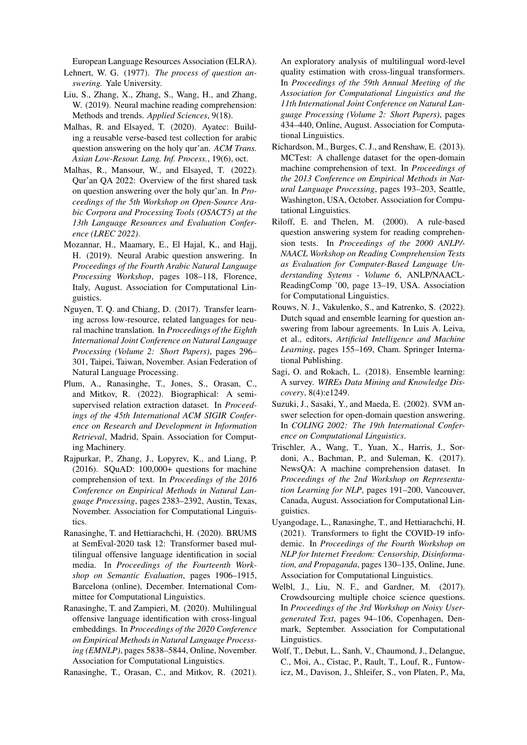European Language Resources Association (ELRA).

Lehnert, W. G. (1977). *The process of question answering.* Yale University.

Liu, S., Zhang, X., Zhang, S., Wang, H., and Zhang, W. (2019). Neural machine reading comprehension: Methods and trends. *Applied Sciences*, 9(18).

Malhas, R. and Elsayed, T. (2020). Ayatec: Building a reusable verse-based test collection for arabic question answering on the holy qur'an. *ACM Trans. Asian Low-Resour. Lang. Inf. Process.*, 19(6), oct.

Malhas, R., Mansour, W., and Elsayed, T. (2022). Qur'an QA 2022: Overview of the first shared task on question answering over the holy qur'an. In *Proceedings of the 5th Workshop on Open-Source Arabic Corpora and Processing Tools (OSACT5) at the 13th Language Resources and Evaluation Conference (LREC 2022)*.

Mozannar, H., Maamary, E., El Hajal, K., and Hajj, H. (2019). Neural Arabic question answering. In *Proceedings of the Fourth Arabic Natural Language Processing Workshop*, pages 108–118, Florence, Italy, August. Association for Computational Linguistics.

Nguyen, T. Q. and Chiang, D. (2017). Transfer learning across low-resource, related languages for neural machine translation. In *Proceedings of the Eighth International Joint Conference on Natural Language Processing (Volume 2: Short Papers)*, pages 296–301, Taipei, Taiwan, November. Asian Federation of Natural Language Processing.

Plum, A., Ranasinghe, T., Jones, S., Orasan, C., and Mitkov, R. (2022). Biographical: A semi-supervised relation extraction dataset. In *Proceedings of the 45th International ACM SIGIR Conference on Research and Development in Information Retrieval*, Madrid, Spain. Association for Computing Machinery.

Rajpurkar, P., Zhang, J., Lopyrev, K., and Liang, P. (2016). SQuAD: 100,000+ questions for machine comprehension of text. In *Proceedings of the 2016 Conference on Empirical Methods in Natural Language Processing*, pages 2383–2392, Austin, Texas, November. Association for Computational Linguistics.

Ranasinghe, T. and Hettiarachchi, H. (2020). BRUMS at SemEval-2020 task 12: Transformer based multilingual offensive language identification in social media. In *Proceedings of the Fourteenth Workshop on Semantic Evaluation*, pages 1906–1915, Barcelona (online), December. International Committee for Computational Linguistics.

Ranasinghe, T. and Zampieri, M. (2020). Multilingual offensive language identification with cross-lingual embeddings. In *Proceedings of the 2020 Conference on Empirical Methods in Natural Language Processing (EMNLP)*, pages 5838–5844, Online, November. Association for Computational Linguistics.

Ranasinghe, T., Orasan, C., and Mitkov, R. (2021). An exploratory analysis of multilingual word-level quality estimation with cross-lingual transformers. In *Proceedings of the 59th Annual Meeting of the Association for Computational Linguistics and the 11th International Joint Conference on Natural Language Processing (Volume 2: Short Papers)*, pages 434–440, Online, August. Association for Computational Linguistics.

Richardson, M., Burges, C. J., and Renshaw, E. (2013). MCTest: A challenge dataset for the open-domain machine comprehension of text. In *Proceedings of the 2013 Conference on Empirical Methods in Natural Language Processing*, pages 193–203, Seattle, Washington, USA, October. Association for Computational Linguistics.

Riloff, E. and Thelen, M. (2000). A rule-based question answering system for reading comprehension tests. In *Proceedings of the 2000 ANLP/NAACL Workshop on Reading Comprehension Tests as Evaluation for Computer-Based Language Understanding Sytems - Volume 6*, ANLP/NAACL-ReadingComp '00, page 13–19, USA. Association for Computational Linguistics.

Rouws, N. J., Vakulenko, S., and Katrenko, S. (2022). Dutch squad and ensemble learning for question answering from labour agreements. In Luis A. Leiva, et al., editors, *Artificial Intelligence and Machine Learning*, pages 155–169, Cham. Springer International Publishing.

Sagi, O. and Rokach, L. (2018). Ensemble learning: A survey. *WIREs Data Mining and Knowledge Discovery*, 8(4):e1249.

Suzuki, J., Sasaki, Y., and Maeda, E. (2002). SVM answer selection for open-domain question answering. In *COLING 2002: The 19th International Conference on Computational Linguistics*.

Trischler, A., Wang, T., Yuan, X., Harris, J., Sordoni, A., Bachman, P., and Suleman, K. (2017). NewsQA: A machine comprehension dataset. In *Proceedings of the 2nd Workshop on Representation Learning for NLP*, pages 191–200, Vancouver, Canada, August. Association for Computational Linguistics.

Uyangodage, L., Ranasinghe, T., and Hettiarachchi, H. (2021). Transformers to fight the COVID-19 infodemic. In *Proceedings of the Fourth Workshop on NLP for Internet Freedom: Censorship, Disinformation, and Propaganda*, pages 130–135, Online, June. Association for Computational Linguistics.

Welbl, J., Liu, N. F., and Gardner, M. (2017). Crowdsourcing multiple choice science questions. In *Proceedings of the 3rd Workshop on Noisy User-generated Text*, pages 94–106, Copenhagen, Denmark, September. Association for Computational Linguistics.

Wolf, T., Debut, L., Sanh, V., Chaumond, J., Delangue, C., Moi, A., Cistac, P., Rault, T., Louf, R., Funtowicz, M., Davison, J., Shleifer, S., von Platen, P., Ma,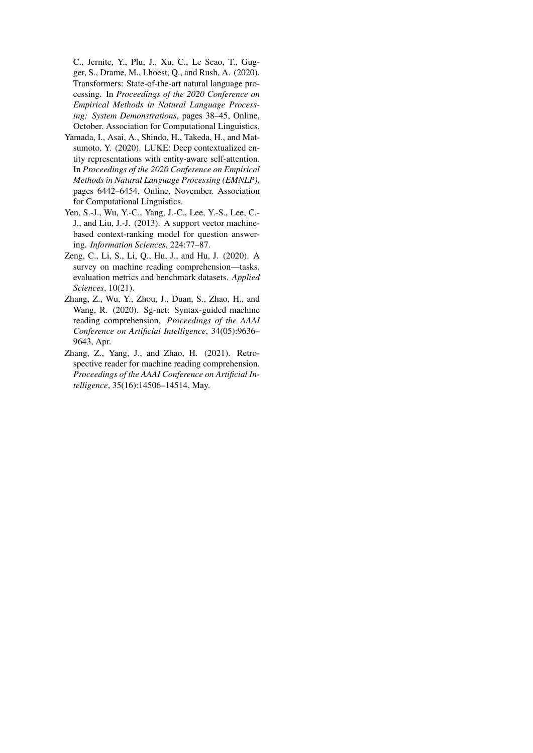C., Jernite, Y., Plu, J., Xu, C., Le Scao, T., Gugger, S., Drame, M., Lhoest, Q., and Rush, A. (2020). Transformers: State-of-the-art natural language processing. In *Proceedings of the 2020 Conference on Empirical Methods in Natural Language Processing: System Demonstrations*, pages 38–45, Online, October. Association for Computational Linguistics.

Yamada, I., Asai, A., Shindo, H., Takeda, H., and Matsumoto, Y. (2020). LUKE: Deep contextualized entity representations with entity-aware self-attention. In *Proceedings of the 2020 Conference on Empirical Methods in Natural Language Processing (EMNLP)*, pages 6442–6454, Online, November. Association for Computational Linguistics.

Yen, S.-J., Wu, Y.-C., Yang, J.-C., Lee, Y.-S., Lee, C.-J., and Liu, J.-J. (2013). A support vector machine-based context-ranking model for question answering. *Information Sciences*, 224:77–87.

Zeng, C., Li, S., Li, Q., Hu, J., and Hu, J. (2020). A survey on machine reading comprehension—tasks, evaluation metrics and benchmark datasets. *Applied Sciences*, 10(21).

Zhang, Z., Wu, Y., Zhou, J., Duan, S., Zhao, H., and Wang, R. (2020). Sg-net: Syntax-guided machine reading comprehension. *Proceedings of the AAAI Conference on Artificial Intelligence*, 34(05):9636–9643, Apr.

Zhang, Z., Yang, J., and Zhao, H. (2021). Retrospective reader for machine reading comprehension. *Proceedings of the AAAI Conference on Artificial Intelligence*, 35(16):14506–14514, May.